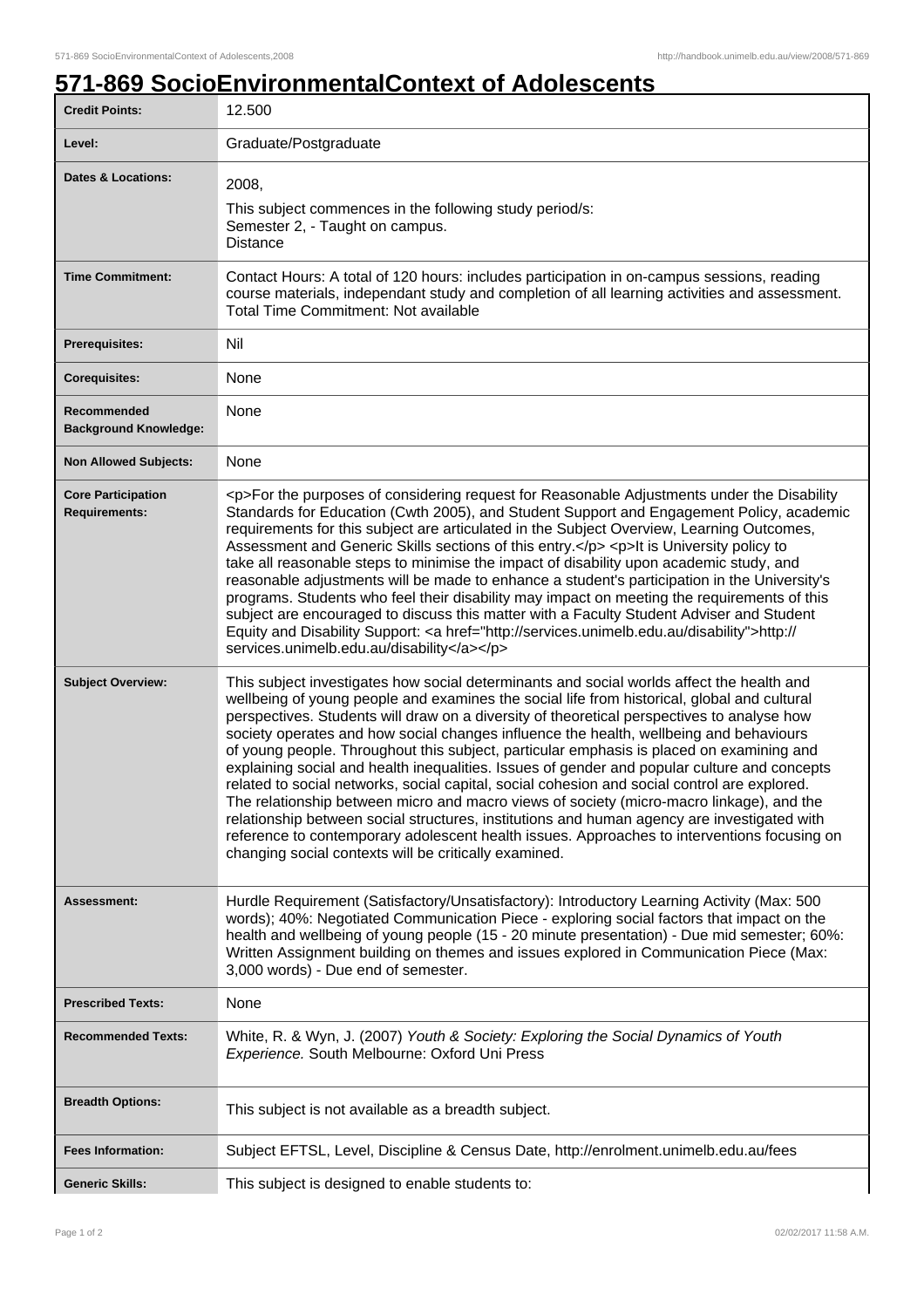# 571-869 SocioEnvironmentalContext of Adolescents

| | |
|---|---|
| **Credit Points:** | 12.500 |
| **Level:** | Graduate/Postgraduate |
| **Dates & Locations:** | 2008,<br>This subject commences in the following study period/s:<br>Semester 2, - Taught on campus.<br>Distance |
| **Time Commitment:** | Contact Hours: A total of 120 hours: includes participation in on-campus sessions, reading course materials, independant study and completion of all learning activities and assessment.<br>Total Time Commitment: Not available |
| **Prerequisites:** | Nil |
| **Corequisites:** | None |
| **Recommended Background Knowledge:** | None |
| **Non Allowed Subjects:** | None |
| **Core Participation Requirements:** | <p>For the purposes of considering request for Reasonable Adjustments under the Disability Standards for Education (Cwth 2005), and Student Support and Engagement Policy, academic requirements for this subject are articulated in the Subject Overview, Learning Outcomes, Assessment and Generic Skills sections of this entry.</p> <p>It is University policy to take all reasonable steps to minimise the impact of disability upon academic study, and reasonable adjustments will be made to enhance a student's participation in the University's programs. Students who feel their disability may impact on meeting the requirements of this subject are encouraged to discuss this matter with a Faculty Student Adviser and Student Equity and Disability Support: <a href="http://services.unimelb.edu.au/disability">http://services.unimelb.edu.au/disability</a></p> |
| **Subject Overview:** | This subject investigates how social determinants and social worlds affect the health and wellbeing of young people and examines the social life from historical, global and cultural perspectives. Students will draw on a diversity of theoretical perspectives to analyse how society operates and how social changes influence the health, wellbeing and behaviours of young people. Throughout this subject, particular emphasis is placed on examining and explaining social and health inequalities. Issues of gender and popular culture and concepts related to social networks, social capital, social cohesion and social control are explored. The relationship between micro and macro views of society (micro-macro linkage), and the relationship between social structures, institutions and human agency are investigated with reference to contemporary adolescent health issues. Approaches to interventions focusing on changing social contexts will be critically examined. |
| **Assessment:** | Hurdle Requirement (Satisfactory/Unsatisfactory): Introductory Learning Activity (Max: 500 words); 40%: Negotiated Communication Piece - exploring social factors that impact on the health and wellbeing of young people (15 - 20 minute presentation) - Due mid semester; 60%: Written Assignment building on themes and issues explored in Communication Piece (Max: 3,000 words) - Due end of semester. |
| **Prescribed Texts:** | None |
| **Recommended Texts:** | White, R. & Wyn, J. (2007) *Youth & Society: Exploring the Social Dynamics of Youth Experience.* South Melbourne: Oxford Uni Press |
| **Breadth Options:** | This subject is not available as a breadth subject. |
| **Fees Information:** | Subject EFTSL, Level, Discipline & Census Date, http://enrolment.unimelb.edu.au/fees |
| **Generic Skills:** | This subject is designed to enable students to: |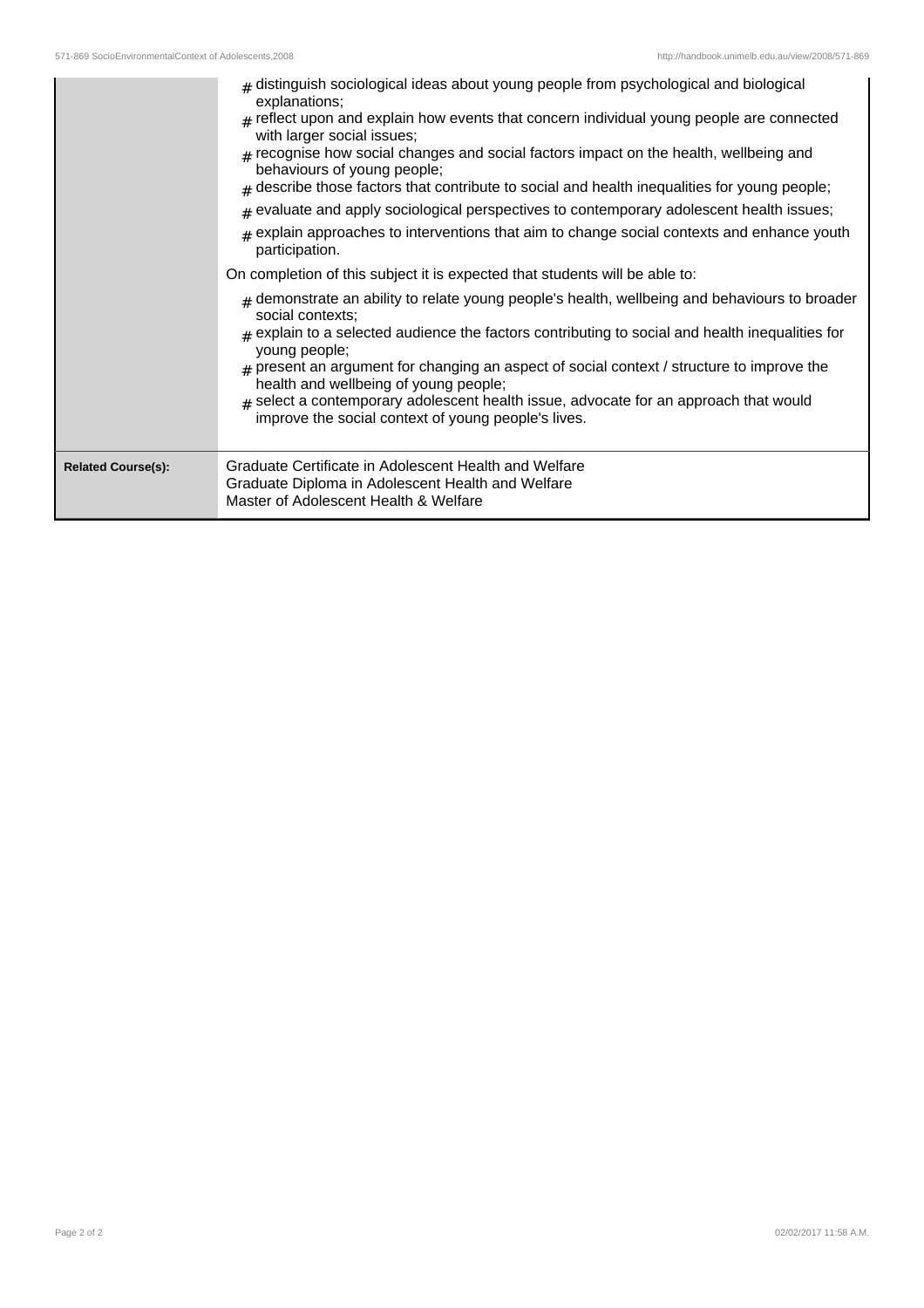| | |
|---|---|
| | # distinguish sociological ideas about young people from psychological and biological explanations;<br># reflect upon and explain how events that concern individual young people are connected with larger social issues;<br># recognise how social changes and social factors impact on the health, wellbeing and behaviours of young people;<br># describe those factors that contribute to social and health inequalities for young people;<br># evaluate and apply sociological perspectives to contemporary adolescent health issues;<br># explain approaches to interventions that aim to change social contexts and enhance youth participation.<br><br>On completion of this subject it is expected that students will be able to:<br><br># demonstrate an ability to relate young people's health, wellbeing and behaviours to broader social contexts;<br># explain to a selected audience the factors contributing to social and health inequalities for young people;<br># present an argument for changing an aspect of social context / structure to improve the health and wellbeing of young people;<br># select a contemporary adolescent health issue, advocate for an approach that would improve the social context of young people's lives. |
| **Related Course(s):** | Graduate Certificate in Adolescent Health and Welfare<br>Graduate Diploma in Adolescent Health and Welfare<br>Master of Adolescent Health & Welfare |